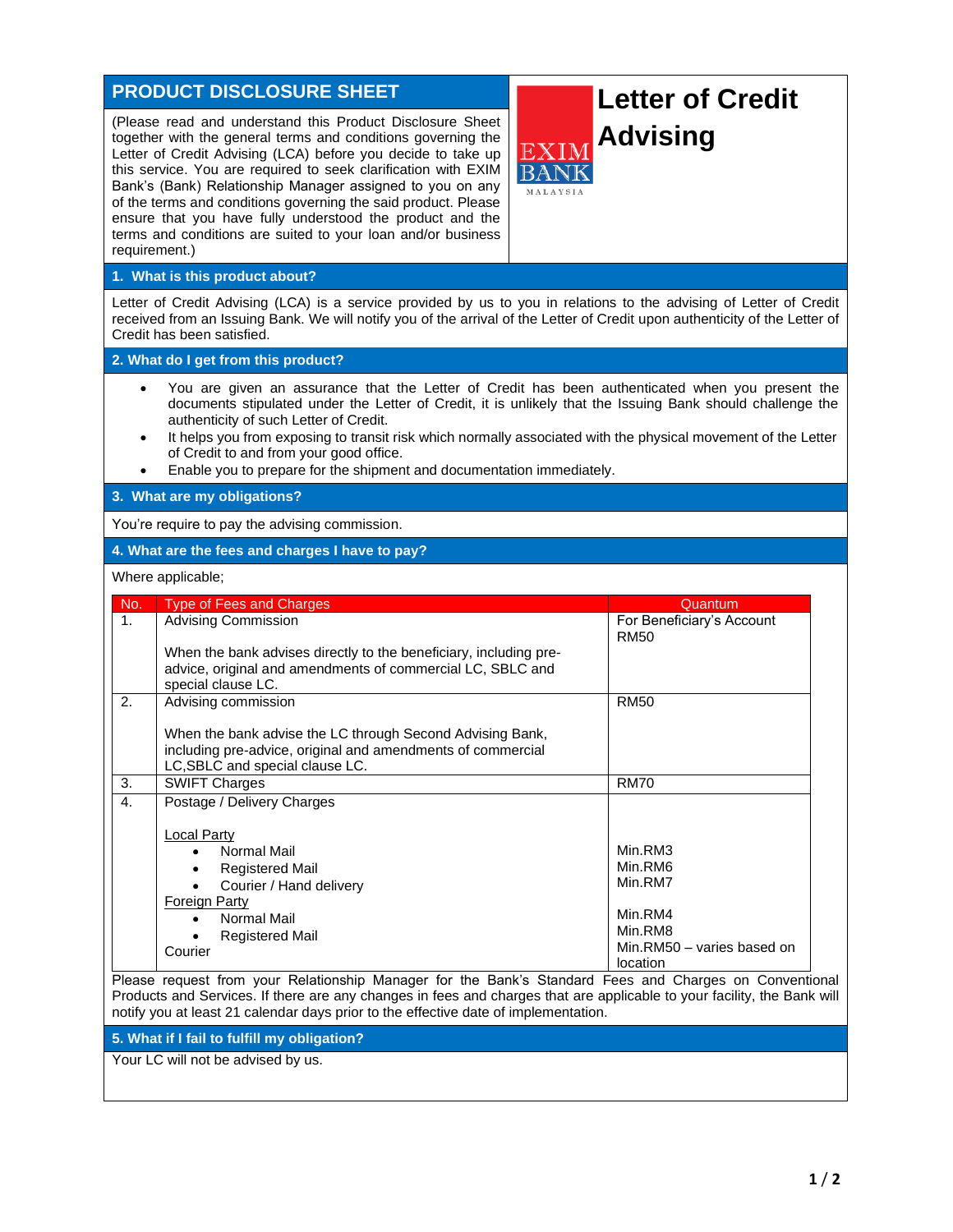# Letter of Credit Advising

## PRODUCT DISCLOSURE SHEET

(Please read and understand this Product Disclosure Sheet together with the general terms and conditions governing the Letter of Credit Advising (LCA) before you decide to take up this service. You are required to seek clarification with EXIM Bank's (Bank) Relationship Manager assigned to you on any of the terms and conditions governing the said product. Please ensure that you have fully understood the product and the terms and conditions are suited to your loan and/or business requirement.)

## 1. What is this product about?

Letter of Credit Advising (LCA) is a service provided by us to you in relations to the advising of Letter of Credit received from an Issuing Bank. We will notify you of the arrival of the Letter of Credit upon authenticity of the Letter of Credit has been satisfied.

## 2. What do I get from this product?

- You are given an assurance that the Letter of Credit has been authenticated when you present the documents stipulated under the Letter of Credit, it is unlikely that the Issuing Bank should challenge the authenticity of such Letter of Credit.
- It helps you from exposing to transit risk which normally associated with the physical movement of the Letter of Credit to and from your good office.
- Enable you to prepare for the shipment and documentation immediately.

## 3. What are my obligations?

You're require to pay the advising commission.

## 4. What are the fees and charges I have to pay?

Where applicable;

| No. | Type of Fees and Charges | Quantum |
|---|---|---|
| 1. | Advising Commission<br><br>When the bank advises directly to the beneficiary, including pre-advice, original and amendments of commercial LC, SBLC and special clause LC. | For Beneficiary's Account<br>RM50 |
| 2. | Advising commission<br><br>When the bank advise the LC through Second Advising Bank, including pre-advice, original and amendments of commercial LC,SBLC and special clause LC. | RM50 |
| 3. | SWIFT Charges | RM70 |
| 4. | Postage / Delivery Charges<br><br>Local Party<br>• Normal Mail<br>• Registered Mail<br>• Courier / Hand delivery<br>Foreign Party<br>• Normal Mail<br>• Registered Mail<br>Courier | <br><br><br>Min.RM3<br>Min.RM6<br>Min.RM7<br><br>Min.RM4<br>Min.RM8<br>Min.RM50 – varies based on location |

Please request from your Relationship Manager for the Bank's Standard Fees and Charges on Conventional Products and Services. If there are any changes in fees and charges that are applicable to your facility, the Bank will notify you at least 21 calendar days prior to the effective date of implementation.

## 5. What if I fail to fulfill my obligation?

Your LC will not be advised by us.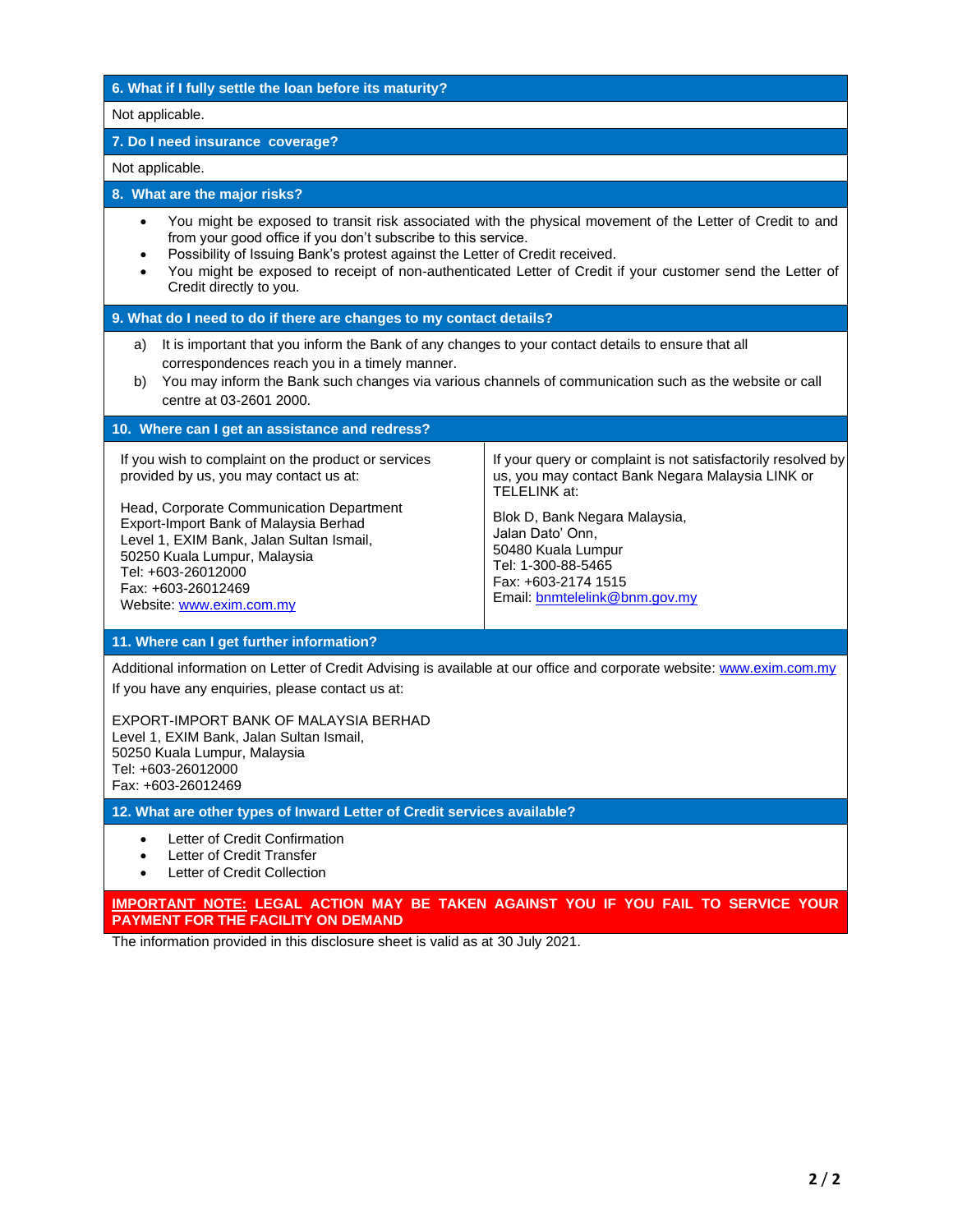### 6. What if I fully settle the loan before its maturity?

Not applicable.

### 7. Do I need insurance coverage?

Not applicable.

### 8. What are the major risks?

- You might be exposed to transit risk associated with the physical movement of the Letter of Credit to and from your good office if you don't subscribe to this service.
- Possibility of Issuing Bank's protest against the Letter of Credit received.
- You might be exposed to receipt of non-authenticated Letter of Credit if your customer send the Letter of Credit directly to you.

### 9. What do I need to do if there are changes to my contact details?

a) It is important that you inform the Bank of any changes to your contact details to ensure that all correspondences reach you in a timely manner.

b) You may inform the Bank such changes via various channels of communication such as the website or call centre at 03-2601 2000.

### 10. Where can I get an assistance and redress?

If you wish to complaint on the product or services provided by us, you may contact us at:

Head, Corporate Communication Department
Export-Import Bank of Malaysia Berhad
Level 1, EXIM Bank, Jalan Sultan Ismail,
50250 Kuala Lumpur, Malaysia
Tel: +603-26012000
Fax: +603-26012469
Website: www.exim.com.my

If your query or complaint is not satisfactorily resolved by us, you may contact Bank Negara Malaysia LINK or TELELINK at:

Blok D, Bank Negara Malaysia,
Jalan Dato' Onn,
50480 Kuala Lumpur
Tel: 1-300-88-5465
Fax: +603-2174 1515
Email: bnmtelelink@bnm.gov.my

### 11. Where can I get further information?

Additional information on Letter of Credit Advising is available at our office and corporate website: www.exim.com.my

If you have any enquiries, please contact us at:

EXPORT-IMPORT BANK OF MALAYSIA BERHAD
Level 1, EXIM Bank, Jalan Sultan Ismail,
50250 Kuala Lumpur, Malaysia
Tel: +603-26012000
Fax: +603-26012469

### 12. What are other types of Inward Letter of Credit services available?

- Letter of Credit Confirmation
- Letter of Credit Transfer
- Letter of Credit Collection

**IMPORTANT NOTE: LEGAL ACTION MAY BE TAKEN AGAINST YOU IF YOU FAIL TO SERVICE YOUR PAYMENT FOR THE FACILITY ON DEMAND**

The information provided in this disclosure sheet is valid as at 30 July 2021.